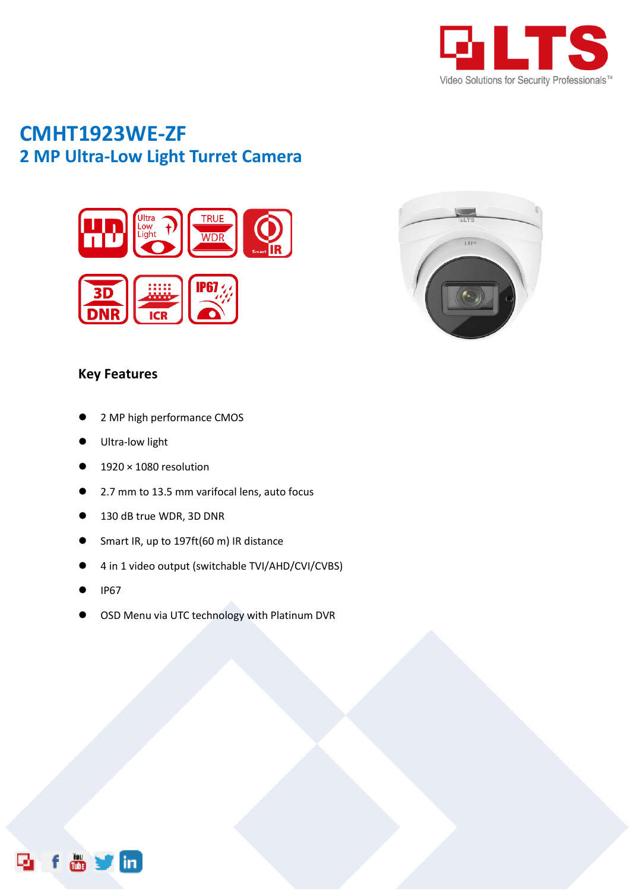# CMHT1923WE-ZF

## 2 MP Ultra-Low Light Turret Camera

### Key Features

- 2 MP high performance CMOS
- Ultra-low light
- 1920 × 1080 resolution
- 2.7 mm to 13.5 mm varifocal lens, auto focus
- 130 dB true WDR, 3D DNR
- Smart IR, up to 197ft(60 m) IR distance
- 4 in 1 video output (switchable TVI/AHD/CVI/CVBS)
- IP67
- OSD Menu via UTC technology with Platinum DVR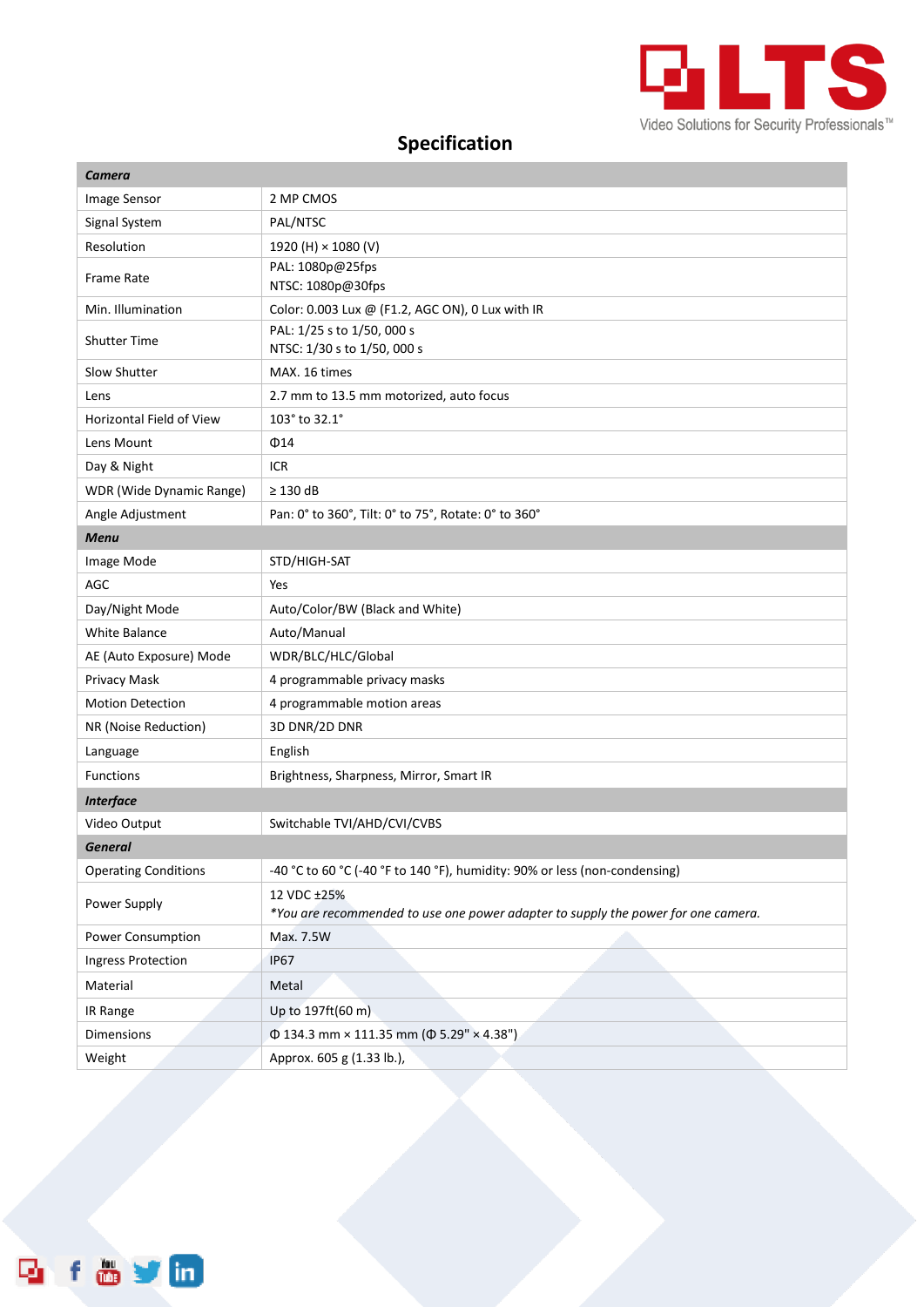## Specification

| **Camera** | |
|---|---|
| Image Sensor | 2 MP CMOS |
| Signal System | PAL/NTSC |
| Resolution | 1920 (H) × 1080 (V) |
| Frame Rate | PAL: 1080p@25fps<br>NTSC: 1080p@30fps |
| Min. Illumination | Color: 0.003 Lux @ (F1.2, AGC ON), 0 Lux with IR |
| Shutter Time | PAL: 1/25 s to 1/50, 000 s<br>NTSC: 1/30 s to 1/50, 000 s |
| Slow Shutter | MAX. 16 times |
| Lens | 2.7 mm to 13.5 mm motorized, auto focus |
| Horizontal Field of View | 103° to 32.1° |
| Lens Mount | Φ14 |
| Day & Night | ICR |
| WDR (Wide Dynamic Range) | ≥ 130 dB |
| Angle Adjustment | Pan: 0° to 360°, Tilt: 0° to 75°, Rotate: 0° to 360° |
| **Menu** | |
| Image Mode | STD/HIGH-SAT |
| AGC | Yes |
| Day/Night Mode | Auto/Color/BW (Black and White) |
| White Balance | Auto/Manual |
| AE (Auto Exposure) Mode | WDR/BLC/HLC/Global |
| Privacy Mask | 4 programmable privacy masks |
| Motion Detection | 4 programmable motion areas |
| NR (Noise Reduction) | 3D DNR/2D DNR |
| Language | English |
| Functions | Brightness, Sharpness, Mirror, Smart IR |
| **Interface** | |
| Video Output | Switchable TVI/AHD/CVI/CVBS |
| **General** | |
| Operating Conditions | -40 °C to 60 °C (-40 °F to 140 °F), humidity: 90% or less (non-condensing) |
| Power Supply | 12 VDC ±25%<br>*You are recommended to use one power adapter to supply the power for one camera.* |
| Power Consumption | Max. 7.5W |
| Ingress Protection | IP67 |
| Material | Metal |
| IR Range | Up to 197ft(60 m) |
| Dimensions | Φ 134.3 mm × 111.35 mm (Φ 5.29" × 4.38") |
| Weight | Approx. 605 g (1.33 lb.), |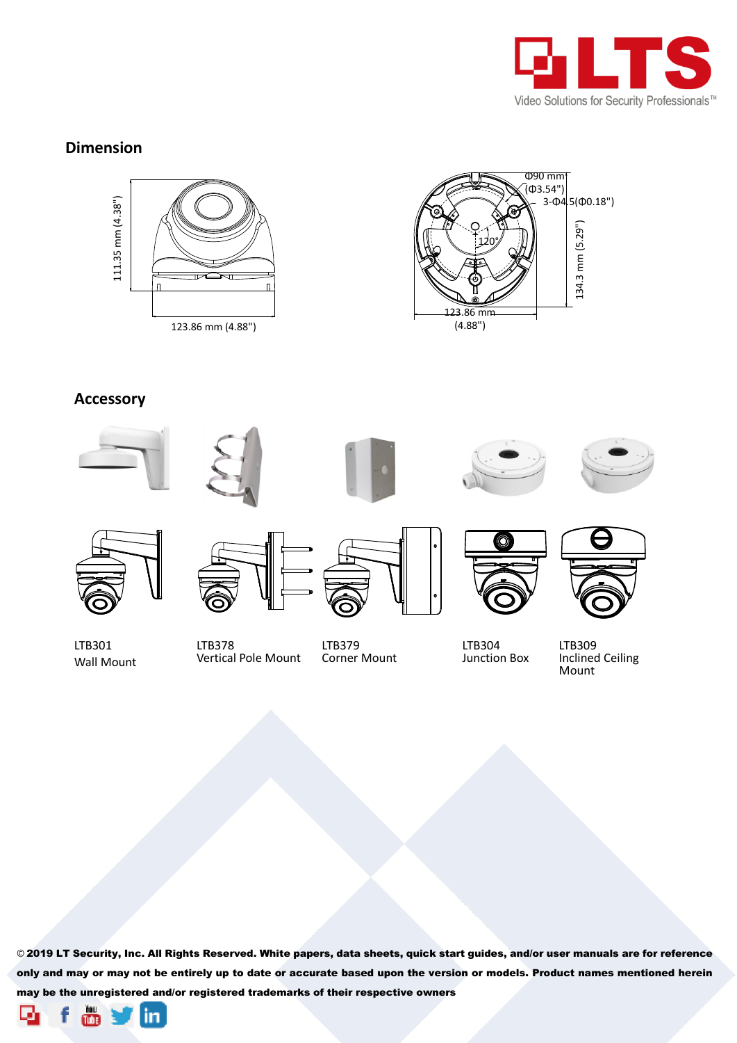## Dimension

111.35 mm (4.38")

123.86 mm (4.88")

Φ90 mm
(Φ3.54")

3-Φ4.5(Φ0.18")

120°

134.3 mm (5.29")

123.86 mm
(4.88")

## Accessory

LTB301
Wall Mount

LTB378
Vertical Pole Mount

LTB379
Corner Mount

LTB304
Junction Box

LTB309
Inclined Ceiling
Mount

**© 2019 LT Security, Inc. All Rights Reserved. White papers, data sheets, quick start guides, and/or user manuals are for reference only and may or may not be entirely up to date or accurate based upon the version or models. Product names mentioned herein may be the unregistered and/or registered trademarks of their respective owners**